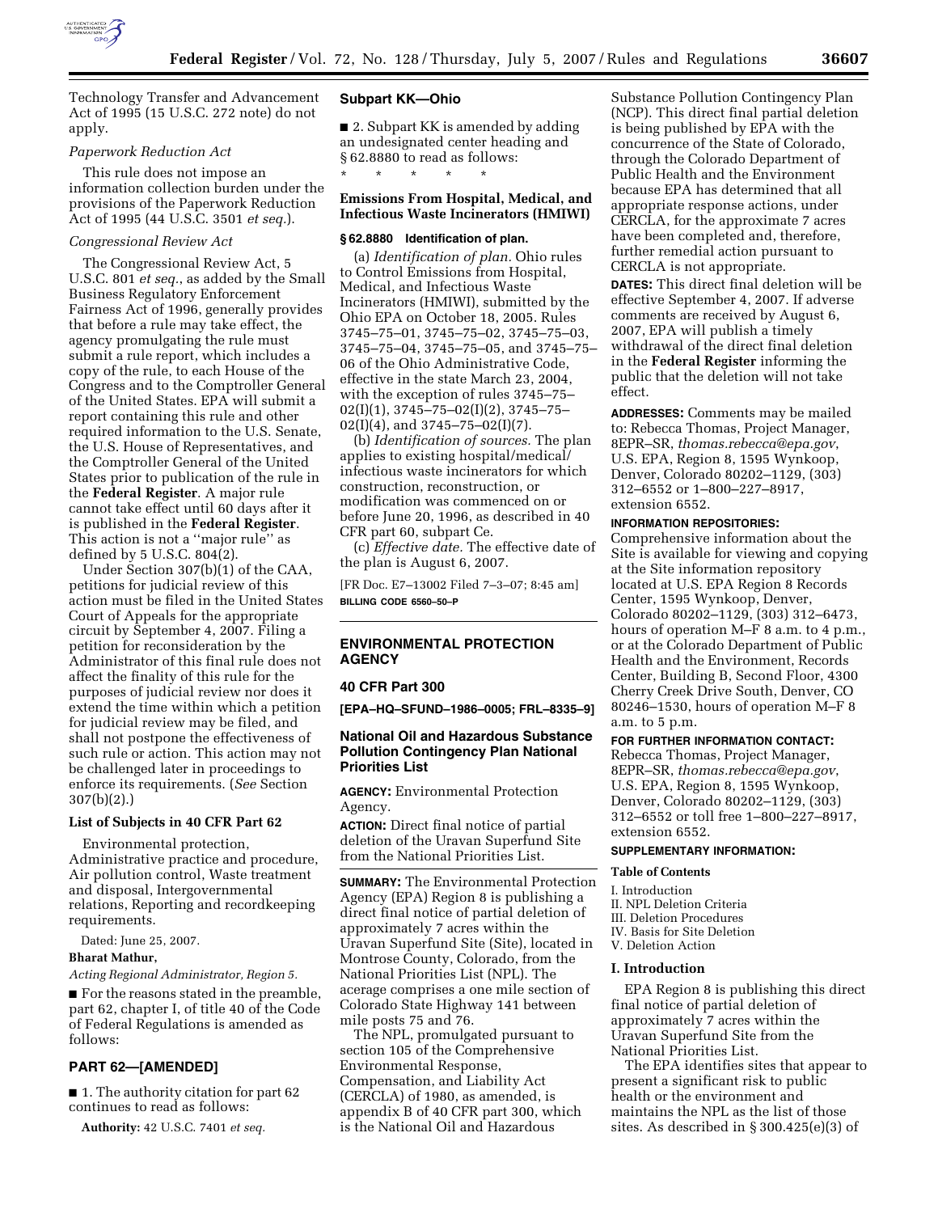Technology Transfer and Advancement Act of 1995 (15 U.S.C. 272 note) do not apply.

*Paperwork Reduction Act*

This rule does not impose an information collection burden under the provisions of the Paperwork Reduction Act of 1995 (44 U.S.C. 3501 *et seq.*).

*Congressional Review Act*

The Congressional Review Act, 5 U.S.C. 801 *et seq.*, as added by the Small Business Regulatory Enforcement Fairness Act of 1996, generally provides that before a rule may take effect, the agency promulgating the rule must submit a rule report, which includes a copy of the rule, to each House of the Congress and to the Comptroller General of the United States. EPA will submit a report containing this rule and other required information to the U.S. Senate, the U.S. House of Representatives, and the Comptroller General of the United States prior to publication of the rule in the **Federal Register**. A major rule cannot take effect until 60 days after it is published in the **Federal Register**. This action is not a ''major rule'' as defined by 5 U.S.C. 804(2).

Under Section 307(b)(1) of the CAA, petitions for judicial review of this action must be filed in the United States Court of Appeals for the appropriate circuit by September 4, 2007. Filing a petition for reconsideration by the Administrator of this final rule does not affect the finality of this rule for the purposes of judicial review nor does it extend the time within which a petition for judicial review may be filed, and shall not postpone the effectiveness of such rule or action. This action may not be challenged later in proceedings to enforce its requirements. (*See* Section 307(b)(2).)

**List of Subjects in 40 CFR Part 62**

Environmental protection, Administrative practice and procedure, Air pollution control, Waste treatment and disposal, Intergovernmental relations, Reporting and recordkeeping requirements.

Dated: June 25, 2007.

**Bharat Mathur,**

*Acting Regional Administrator, Region 5.*

■ For the reasons stated in the preamble, part 62, chapter I, of title 40 of the Code of Federal Regulations is amended as follows:

## PART 62—[AMENDED]

■ 1. The authority citation for part 62 continues to read as follows:

**Authority:** 42 U.S.C. 7401 *et seq.*

### Subpart KK—Ohio

■ 2. Subpart KK is amended by adding an undesignated center heading and § 62.8880 to read as follows:

\* \* \* \* \*

**Emissions From Hospital, Medical, and Infectious Waste Incinerators (HMIWI)**

**§ 62.8880 Identification of plan.**

(a) *Identification of plan.* Ohio rules to Control Emissions from Hospital, Medical, and Infectious Waste Incinerators (HMIWI), submitted by the Ohio EPA on October 18, 2005. Rules 3745–75–01, 3745–75–02, 3745–75–03, 3745–75–04, 3745–75–05, and 3745–75–06 of the Ohio Administrative Code, effective in the state March 23, 2004, with the exception of rules 3745–75–02(I)(1), 3745–75–02(I)(2), 3745–75–02(I)(4), and 3745–75–02(I)(7).

(b) *Identification of sources.* The plan applies to existing hospital/medical/infectious waste incinerators for which construction, reconstruction, or modification was commenced on or before June 20, 1996, as described in 40 CFR part 60, subpart Ce.

(c) *Effective date.* The effective date of the plan is August 6, 2007.

[FR Doc. E7–13002 Filed 7–3–07; 8:45 am]

**BILLING CODE 6560–50–P**

## ENVIRONMENTAL PROTECTION AGENCY

### 40 CFR Part 300

**[EPA–HQ–SFUND–1986–0005; FRL–8335–9]**

### National Oil and Hazardous Substance Pollution Contingency Plan National Priorities List

**AGENCY:** Environmental Protection Agency.

**ACTION:** Direct final notice of partial deletion of the Uravan Superfund Site from the National Priorities List.

**SUMMARY:** The Environmental Protection Agency (EPA) Region 8 is publishing a direct final notice of partial deletion of approximately 7 acres within the Uravan Superfund Site (Site), located in Montrose County, Colorado, from the National Priorities List (NPL). The acerage comprises a one mile section of Colorado State Highway 141 between mile posts 75 and 76.

The NPL, promulgated pursuant to section 105 of the Comprehensive Environmental Response, Compensation, and Liability Act (CERCLA) of 1980, as amended, is appendix B of 40 CFR part 300, which is the National Oil and Hazardous Substance Pollution Contingency Plan (NCP). This direct final partial deletion is being published by EPA with the concurrence of the State of Colorado, through the Colorado Department of Public Health and the Environment because EPA has determined that all appropriate response actions, under CERCLA, for the approximate 7 acres have been completed and, therefore, further remedial action pursuant to CERCLA is not appropriate.

**DATES:** This direct final deletion will be effective September 4, 2007. If adverse comments are received by August 6, 2007, EPA will publish a timely withdrawal of the direct final deletion in the **Federal Register** informing the public that the deletion will not take effect.

**ADDRESSES:** Comments may be mailed to: Rebecca Thomas, Project Manager, 8EPR–SR, *thomas.rebecca@epa.gov*, U.S. EPA, Region 8, 1595 Wynkoop, Denver, Colorado 80202–1129, (303) 312–6552 or 1–800–227–8917, extension 6552.

**INFORMATION REPOSITORIES:** Comprehensive information about the Site is available for viewing and copying at the Site information repository located at U.S. EPA Region 8 Records Center, 1595 Wynkoop, Denver, Colorado 80202–1129, (303) 312–6473, hours of operation M–F 8 a.m. to 4 p.m., or at the Colorado Department of Public Health and the Environment, Records Center, Building B, Second Floor, 4300 Cherry Creek Drive South, Denver, CO 80246–1530, hours of operation M–F 8 a.m. to 5 p.m.

**FOR FURTHER INFORMATION CONTACT:** Rebecca Thomas, Project Manager, 8EPR–SR, *thomas.rebecca@epa.gov*, U.S. EPA, Region 8, 1595 Wynkoop, Denver, Colorado 80202–1129, (303) 312–6552 or toll free 1–800–227–8917, extension 6552.

**SUPPLEMENTARY INFORMATION:**

**Table of Contents**

I. Introduction
II. NPL Deletion Criteria
III. Deletion Procedures
IV. Basis for Site Deletion
V. Deletion Action

### I. Introduction

EPA Region 8 is publishing this direct final notice of partial deletion of approximately 7 acres within the Uravan Superfund Site from the National Priorities List.

The EPA identifies sites that appear to present a significant risk to public health or the environment and maintains the NPL as the list of those sites. As described in § 300.425(e)(3) of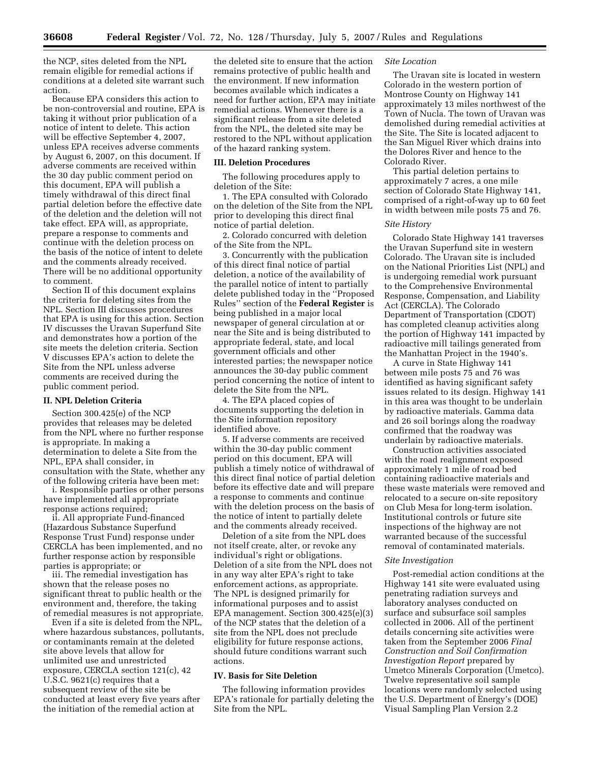the NCP, sites deleted from the NPL remain eligible for remedial actions if conditions at a deleted site warrant such action.

Because EPA considers this action to be non-controversial and routine, EPA is taking it without prior publication of a notice of intent to delete. This action will be effective September 4, 2007, unless EPA receives adverse comments by August 6, 2007, on this document. If adverse comments are received within the 30 day public comment period on this document, EPA will publish a timely withdrawal of this direct final partial deletion before the effective date of the deletion and the deletion will not take effect. EPA will, as appropriate, prepare a response to comments and continue with the deletion process on the basis of the notice of intent to delete and the comments already received. There will be no additional opportunity to comment.

Section II of this document explains the criteria for deleting sites from the NPL. Section III discusses procedures that EPA is using for this action. Section IV discusses the Uravan Superfund Site and demonstrates how a portion of the site meets the deletion criteria. Section V discusses EPA's action to delete the Site from the NPL unless adverse comments are received during the public comment period.

## II. NPL Deletion Criteria

Section 300.425(e) of the NCP provides that releases may be deleted from the NPL where no further response is appropriate. In making a determination to delete a Site from the NPL, EPA shall consider, in consultation with the State, whether any of the following criteria have been met:

i. Responsible parties or other persons have implemented all appropriate response actions required;

ii. All appropriate Fund-financed (Hazardous Substance Superfund Response Trust Fund) response under CERCLA has been implemented, and no further response action by responsible parties is appropriate; or

iii. The remedial investigation has shown that the release poses no significant threat to public health or the environment and, therefore, the taking of remedial measures is not appropriate.

Even if a site is deleted from the NPL, where hazardous substances, pollutants, or contaminants remain at the deleted site above levels that allow for unlimited use and unrestricted exposure, CERCLA section 121(c), 42 U.S.C. 9621(c) requires that a subsequent review of the site be conducted at least every five years after the initiation of the remedial action at the deleted site to ensure that the action remains protective of public health and the environment. If new information becomes available which indicates a need for further action, EPA may initiate remedial actions. Whenever there is a significant release from a site deleted from the NPL, the deleted site may be restored to the NPL without application of the hazard ranking system.

## III. Deletion Procedures

The following procedures apply to deletion of the Site:

1. The EPA consulted with Colorado on the deletion of the Site from the NPL prior to developing this direct final notice of partial deletion.

2. Colorado concurred with deletion of the Site from the NPL.

3. Concurrently with the publication of this direct final notice of partial deletion, a notice of the availability of the parallel notice of intent to partially delete published today in the "Proposed Rules" section of the **Federal Register** is being published in a major local newspaper of general circulation at or near the Site and is being distributed to appropriate federal, state, and local government officials and other interested parties; the newspaper notice announces the 30-day public comment period concerning the notice of intent to delete the Site from the NPL.

4. The EPA placed copies of documents supporting the deletion in the Site information repository identified above.

5. If adverse comments are received within the 30-day public comment period on this document, EPA will publish a timely notice of withdrawal of this direct final notice of partial deletion before its effective date and will prepare a response to comments and continue with the deletion process on the basis of the notice of intent to partially delete and the comments already received.

Deletion of a site from the NPL does not itself create, alter, or revoke any individual's right or obligations. Deletion of a site from the NPL does not in any way alter EPA's right to take enforcement actions, as appropriate. The NPL is designed primarily for informational purposes and to assist EPA management. Section 300.425(e)(3) of the NCP states that the deletion of a site from the NPL does not preclude eligibility for future response actions, should future conditions warrant such actions.

## IV. Basis for Site Deletion

The following information provides EPA's rationale for partially deleting the Site from the NPL.

### *Site Location*

The Uravan site is located in western Colorado in the western portion of Montrose County on Highway 141 approximately 13 miles northwest of the Town of Nucla. The town of Uravan was demolished during remedial activities at the Site. The Site is located adjacent to the San Miguel River which drains into the Dolores River and hence to the Colorado River.

This partial deletion pertains to approximately 7 acres, a one mile section of Colorado State Highway 141, comprised of a right-of-way up to 60 feet in width between mile posts 75 and 76.

### *Site History*

Colorado State Highway 141 traverses the Uravan Superfund site in western Colorado. The Uravan site is included on the National Priorities List (NPL) and is undergoing remedial work pursuant to the Comprehensive Environmental Response, Compensation, and Liability Act (CERCLA). The Colorado Department of Transportation (CDOT) has completed cleanup activities along the portion of Highway 141 impacted by radioactive mill tailings generated from the Manhattan Project in the 1940's.

A curve in State Highway 141 between mile posts 75 and 76 was identified as having significant safety issues related to its design. Highway 141 in this area was thought to be underlain by radioactive materials. Gamma data and 26 soil borings along the roadway confirmed that the roadway was underlain by radioactive materials.

Construction activities associated with the road realignment exposed approximately 1 mile of road bed containing radioactive materials and these waste materials were removed and relocated to a secure on-site repository on Club Mesa for long-term isolation. Institutional controls or future site inspections of the highway are not warranted because of the successful removal of contaminated materials.

### *Site Investigation*

Post-remedial action conditions at the Highway 141 site were evaluated using penetrating radiation surveys and laboratory analyses conducted on surface and subsurface soil samples collected in 2006. All of the pertinent details concerning site activities were taken from the September 2006 *Final Construction and Soil Confirmation Investigation Report* prepared by Umetco Minerals Corporation (Umetco). Twelve representative soil sample locations were randomly selected using the U.S. Department of Energy's (DOE) Visual Sampling Plan Version 2.2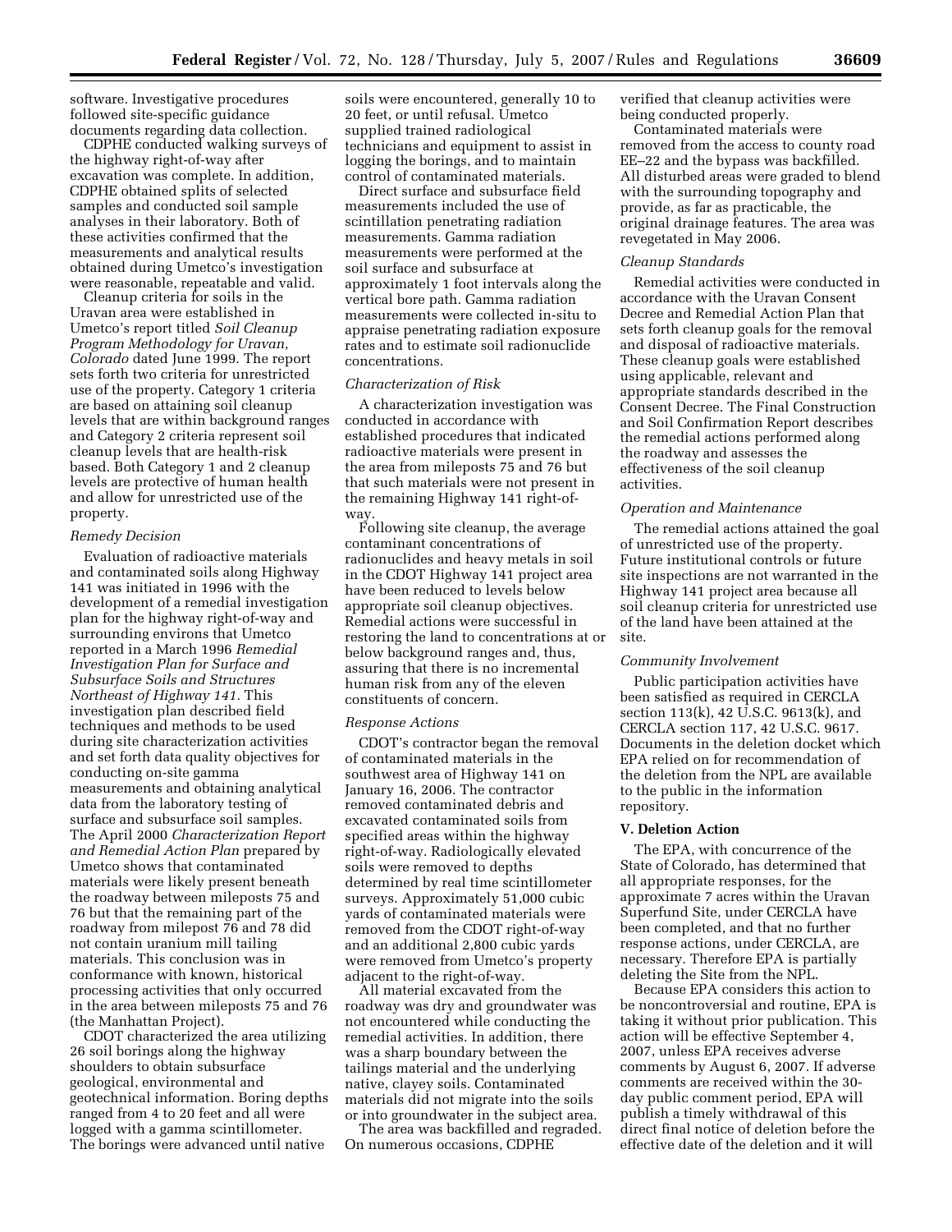software. Investigative procedures followed site-specific guidance documents regarding data collection.

CDPHE conducted walking surveys of the highway right-of-way after excavation was complete. In addition, CDPHE obtained splits of selected samples and conducted soil sample analyses in their laboratory. Both of these activities confirmed that the measurements and analytical results obtained during Umetco's investigation were reasonable, repeatable and valid.

Cleanup criteria for soils in the Uravan area were established in Umetco's report titled *Soil Cleanup Program Methodology for Uravan, Colorado* dated June 1999. The report sets forth two criteria for unrestricted use of the property. Category 1 criteria are based on attaining soil cleanup levels that are within background ranges and Category 2 criteria represent soil cleanup levels that are health-risk based. Both Category 1 and 2 cleanup levels are protective of human health and allow for unrestricted use of the property.

*Remedy Decision*

Evaluation of radioactive materials and contaminated soils along Highway 141 was initiated in 1996 with the development of a remedial investigation plan for the highway right-of-way and surrounding environs that Umetco reported in a March 1996 *Remedial Investigation Plan for Surface and Subsurface Soils and Structures Northeast of Highway 141.* This investigation plan described field techniques and methods to be used during site characterization activities and set forth data quality objectives for conducting on-site gamma measurements and obtaining analytical data from the laboratory testing of surface and subsurface soil samples. The April 2000 *Characterization Report and Remedial Action Plan* prepared by Umetco shows that contaminated materials were likely present beneath the roadway between mileposts 75 and 76 but that the remaining part of the roadway from milepost 76 and 78 did not contain uranium mill tailing materials. This conclusion was in conformance with known, historical processing activities that only occurred in the area between mileposts 75 and 76 (the Manhattan Project).

CDOT characterized the area utilizing 26 soil borings along the highway shoulders to obtain subsurface geological, environmental and geotechnical information. Boring depths ranged from 4 to 20 feet and all were logged with a gamma scintillometer. The borings were advanced until native soils were encountered, generally 10 to 20 feet, or until refusal. Umetco supplied trained radiological technicians and equipment to assist in logging the borings, and to maintain control of contaminated materials.

Direct surface and subsurface field measurements included the use of scintillation penetrating radiation measurements. Gamma radiation measurements were performed at the soil surface and subsurface at approximately 1 foot intervals along the vertical bore path. Gamma radiation measurements were collected in-situ to appraise penetrating radiation exposure rates and to estimate soil radionuclide concentrations.

*Characterization of Risk*

A characterization investigation was conducted in accordance with established procedures that indicated radioactive materials were present in the area from mileposts 75 and 76 but that such materials were not present in the remaining Highway 141 right-of-way.

Following site cleanup, the average contaminant concentrations of radionuclides and heavy metals in soil in the CDOT Highway 141 project area have been reduced to levels below appropriate soil cleanup objectives. Remedial actions were successful in restoring the land to concentrations at or below background ranges and, thus, assuring that there is no incremental human risk from any of the eleven constituents of concern.

*Response Actions*

CDOT's contractor began the removal of contaminated materials in the southwest area of Highway 141 on January 16, 2006. The contractor removed contaminated debris and excavated contaminated soils from specified areas within the highway right-of-way. Radiologically elevated soils were removed to depths determined by real time scintillometer surveys. Approximately 51,000 cubic yards of contaminated materials were removed from the CDOT right-of-way and an additional 2,800 cubic yards were removed from Umetco's property adjacent to the right-of-way.

All material excavated from the roadway was dry and groundwater was not encountered while conducting the remedial activities. In addition, there was a sharp boundary between the tailings material and the underlying native, clayey soils. Contaminated materials did not migrate into the soils or into groundwater in the subject area.

The area was backfilled and regraded. On numerous occasions, CDPHE verified that cleanup activities were being conducted properly.

Contaminated materials were removed from the access to county road EE–22 and the bypass was backfilled. All disturbed areas were graded to blend with the surrounding topography and provide, as far as practicable, the original drainage features. The area was revegetated in May 2006.

*Cleanup Standards*

Remedial activities were conducted in accordance with the Uravan Consent Decree and Remedial Action Plan that sets forth cleanup goals for the removal and disposal of radioactive materials. These cleanup goals were established using applicable, relevant and appropriate standards described in the Consent Decree. The Final Construction and Soil Confirmation Report describes the remedial actions performed along the roadway and assesses the effectiveness of the soil cleanup activities.

*Operation and Maintenance*

The remedial actions attained the goal of unrestricted use of the property. Future institutional controls or future site inspections are not warranted in the Highway 141 project area because all soil cleanup criteria for unrestricted use of the land have been attained at the site.

*Community Involvement*

Public participation activities have been satisfied as required in CERCLA section 113(k), 42 U.S.C. 9613(k), and CERCLA section 117, 42 U.S.C. 9617. Documents in the deletion docket which EPA relied on for recommendation of the deletion from the NPL are available to the public in the information repository.

**V. Deletion Action**

The EPA, with concurrence of the State of Colorado, has determined that all appropriate responses, for the approximate 7 acres within the Uravan Superfund Site, under CERCLA have been completed, and that no further response actions, under CERCLA, are necessary. Therefore EPA is partially deleting the Site from the NPL.

Because EPA considers this action to be noncontroversial and routine, EPA is taking it without prior publication. This action will be effective September 4, 2007, unless EPA receives adverse comments by August 6, 2007. If adverse comments are received within the 30-day public comment period, EPA will publish a timely withdrawal of this direct final notice of deletion before the effective date of the deletion and it will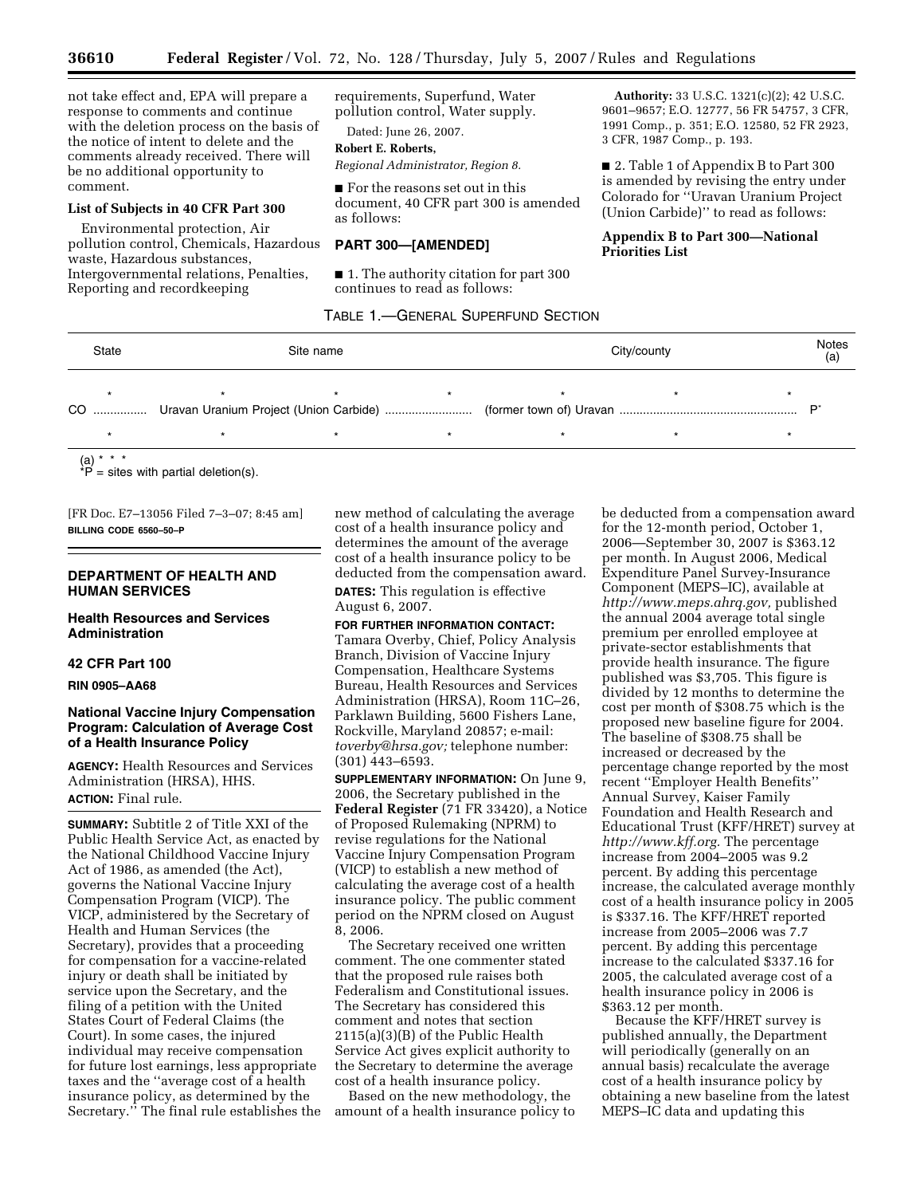not take effect and, EPA will prepare a response to comments and continue with the deletion process on the basis of the notice of intent to delete and the comments already received. There will be no additional opportunity to comment.

### List of Subjects in 40 CFR Part 300

Environmental protection, Air pollution control, Chemicals, Hazardous waste, Hazardous substances, Intergovernmental relations, Penalties, Reporting and recordkeeping requirements, Superfund, Water pollution control, Water supply.

Dated: June 26, 2007.

**Robert E. Roberts,**

*Regional Administrator, Region 8.*

■ For the reasons set out in this document, 40 CFR part 300 is amended as follows:

## PART 300—[AMENDED]

■ 1. The authority citation for part 300 continues to read as follows:

**Authority:** 33 U.S.C. 1321(c)(2); 42 U.S.C. 9601–9657; E.O. 12777, 56 FR 54757, 3 CFR, 1991 Comp., p. 351; E.O. 12580, 52 FR 2923, 3 CFR, 1987 Comp., p. 193.

■ 2. Table 1 of Appendix B to Part 300 is amended by revising the entry under Colorado for ''Uravan Uranium Project (Union Carbide)'' to read as follows:

### Appendix B to Part 300—National Priorities List

TABLE 1.—GENERAL SUPERFUND SECTION

| State | Site name | City/county | Notes (a) |
|---|---|---|---|
| * | * * | * * | * * |
| CO | Uravan Uranium Project (Union Carbide) | (former town of) Uravan | P* |
| * | * * | * * | * * |

(a) * * *

*P = sites with partial deletion(s).

[FR Doc. E7–13056 Filed 7–3–07; 8:45 am]

**BILLING CODE 6560–50–P**

## DEPARTMENT OF HEALTH AND HUMAN SERVICES

### Health Resources and Services Administration

### 42 CFR Part 100

### RIN 0905–AA68

### National Vaccine Injury Compensation Program: Calculation of Average Cost of a Health Insurance Policy

**AGENCY:** Health Resources and Services Administration (HRSA), HHS.

**ACTION:** Final rule.

**SUMMARY:** Subtitle 2 of Title XXI of the Public Health Service Act, as enacted by the National Childhood Vaccine Injury Act of 1986, as amended (the Act), governs the National Vaccine Injury Compensation Program (VICP). The VICP, administered by the Secretary of Health and Human Services (the Secretary), provides that a proceeding for compensation for a vaccine-related injury or death shall be initiated by service upon the Secretary, and the filing of a petition with the United States Court of Federal Claims (the Court). In some cases, the injured individual may receive compensation for future lost earnings, less appropriate taxes and the ''average cost of a health insurance policy, as determined by the Secretary.'' The final rule establishes the new method of calculating the average cost of a health insurance policy and determines the amount of the average cost of a health insurance policy to be deducted from the compensation award.

**DATES:** This regulation is effective August 6, 2007.

**FOR FURTHER INFORMATION CONTACT:** Tamara Overby, Chief, Policy Analysis Branch, Division of Vaccine Injury Compensation, Healthcare Systems Bureau, Health Resources and Services Administration (HRSA), Room 11C–26, Parklawn Building, 5600 Fishers Lane, Rockville, Maryland 20857; e-mail: *toverby@hrsa.gov;* telephone number: (301) 443–6593.

**SUPPLEMENTARY INFORMATION:** On June 9, 2006, the Secretary published in the **Federal Register** (71 FR 33420), a Notice of Proposed Rulemaking (NPRM) to revise regulations for the National Vaccine Injury Compensation Program (VICP) to establish a new method of calculating the average cost of a health insurance policy. The public comment period on the NPRM closed on August 8, 2006.

The Secretary received one written comment. The one commenter stated that the proposed rule raises both Federalism and Constitutional issues. The Secretary has considered this comment and notes that section 2115(a)(3)(B) of the Public Health Service Act gives explicit authority to the Secretary to determine the average cost of a health insurance policy.

Based on the new methodology, the amount of a health insurance policy to be deducted from a compensation award for the 12-month period, October 1, 2006—September 30, 2007 is $363.12 per month. In August 2006, Medical Expenditure Panel Survey-Insurance Component (MEPS–IC), available at *http://www.meps.ahrq.gov,* published the annual 2004 average total single premium per enrolled employee at private-sector establishments that provide health insurance. The figure published was $3,705. This figure is divided by 12 months to determine the cost per month of $308.75 which is the proposed new baseline figure for 2004. The baseline of $308.75 shall be increased or decreased by the percentage change reported by the most recent ''Employer Health Benefits'' Annual Survey, Kaiser Family Foundation and Health Research and Educational Trust (KFF/HRET) survey at *http://www.kff.org.* The percentage increase from 2004–2005 was 9.2 percent. By adding this percentage increase, the calculated average monthly cost of a health insurance policy in 2005 is $337.16. The KFF/HRET reported increase from 2005–2006 was 7.7 percent. By adding this percentage increase to the calculated $337.16 for 2005, the calculated average cost of a health insurance policy in 2006 is $363.12 per month.

Because the KFF/HRET survey is published annually, the Department will periodically (generally on an annual basis) recalculate the average cost of a health insurance policy by obtaining a new baseline from the latest MEPS–IC data and updating this